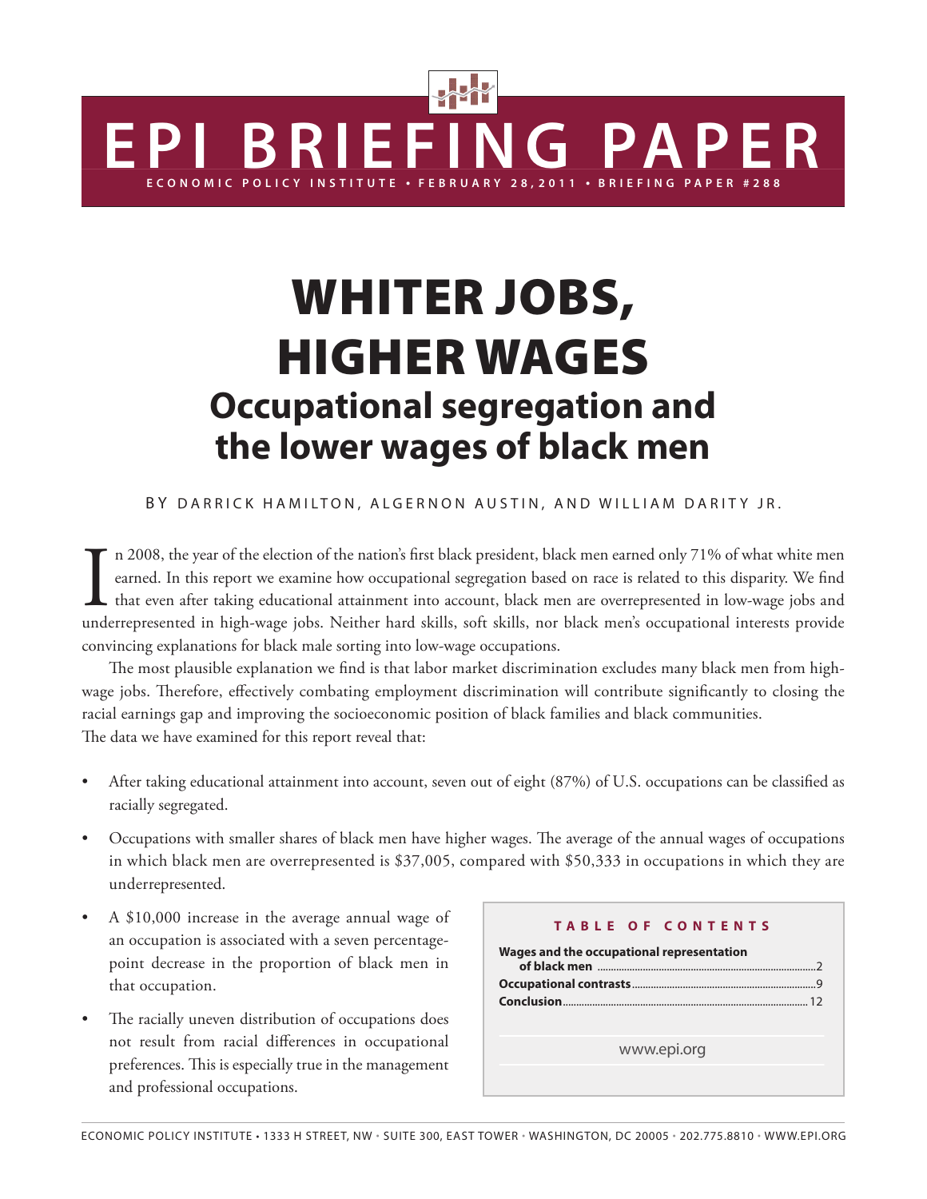# EPI BRIEFING PAPER

ECONOMIC POLICY INSTITUTE • FEBRUARY 28, 2011 • BRIEFING PAPER #288

# WHITER JOBS, HIGHER WAGES

## Occupational segregation and the lower wages of black men

BY DARRICK HAMILTON, ALGERNON AUSTIN, AND WILLIAM DARITY JR.

In 2008, the year of the election of the nation's first black president, black men earned only 71% of what white men earned. In this report we examine how occupational segregation based on race is related to this disparity. We find that even after taking educational attainment into account, black men are overrepresented in low-wage jobs and underrepresented in high-wage jobs. Neither hard skills, soft skills, nor black men's occupational interests provide convincing explanations for black male sorting into low-wage occupations.

The most plausible explanation we find is that labor market discrimination excludes many black men from high-wage jobs. Therefore, effectively combating employment discrimination will contribute significantly to closing the racial earnings gap and improving the socioeconomic position of black families and black communities.

The data we have examined for this report reveal that:

- After taking educational attainment into account, seven out of eight (87%) of U.S. occupations can be classified as racially segregated.
- Occupations with smaller shares of black men have higher wages. The average of the annual wages of occupations in which black men are overrepresented is $37,005, compared with $50,333 in occupations in which they are underrepresented.
- A $10,000 increase in the average annual wage of an occupation is associated with a seven percentage-point decrease in the proportion of black men in that occupation.
- The racially uneven distribution of occupations does not result from racial differences in occupational preferences. This is especially true in the management and professional occupations.

**TABLE OF CONTENTS**

| | |
|---|---|
| Wages and the occupational representation of black men | 2 |
| Occupational contrasts | 9 |
| Conclusion | 12 |

www.epi.org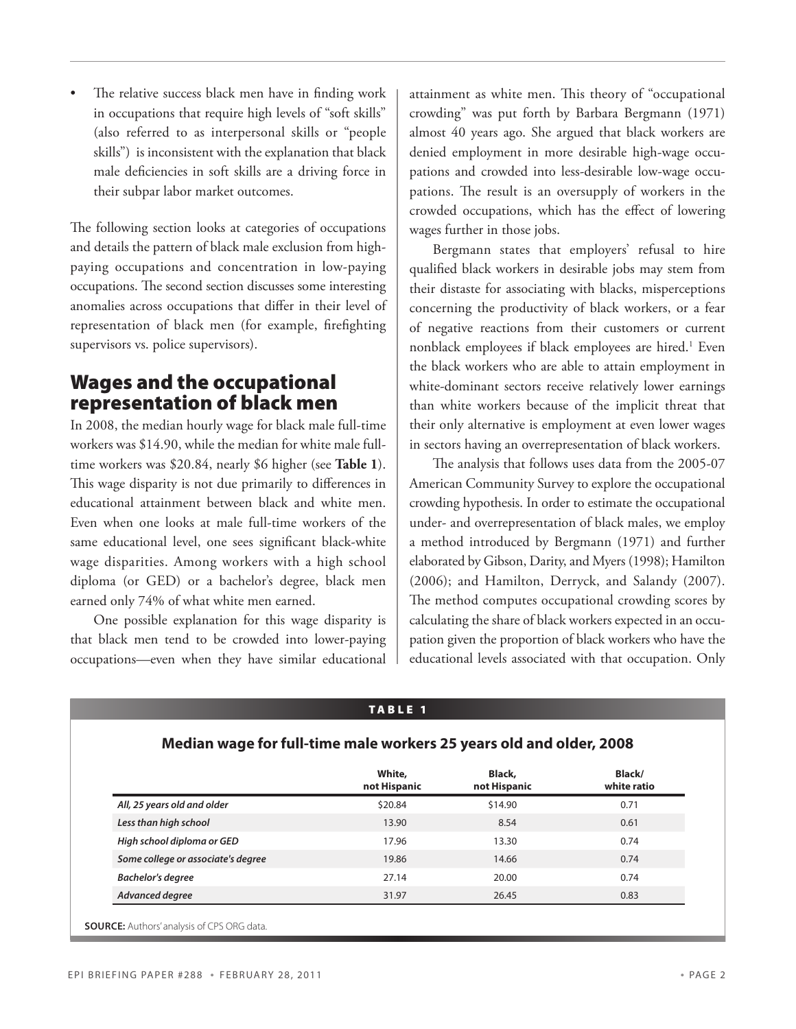- The relative success black men have in finding work in occupations that require high levels of "soft skills" (also referred to as interpersonal skills or "people skills") is inconsistent with the explanation that black male deficiencies in soft skills are a driving force in their subpar labor market outcomes.

The following section looks at categories of occupations and details the pattern of black male exclusion from high-paying occupations and concentration in low-paying occupations. The second section discusses some interesting anomalies across occupations that differ in their level of representation of black men (for example, firefighting supervisors vs. police supervisors).

## Wages and the occupational representation of black men

In 2008, the median hourly wage for black male full-time workers was $14.90, while the median for white male full-time workers was $20.84, nearly $6 higher (see **Table 1**). This wage disparity is not due primarily to differences in educational attainment between black and white men. Even when one looks at male full-time workers of the same educational level, one sees significant black-white wage disparities. Among workers with a high school diploma (or GED) or a bachelor's degree, black men earned only 74% of what white men earned.

One possible explanation for this wage disparity is that black men tend to be crowded into lower-paying occupations—even when they have similar educational attainment as white men. This theory of "occupational crowding" was put forth by Barbara Bergmann (1971) almost 40 years ago. She argued that black workers are denied employment in more desirable high-wage occupations and crowded into less-desirable low-wage occupations. The result is an oversupply of workers in the crowded occupations, which has the effect of lowering wages further in those jobs.

Bergmann states that employers' refusal to hire qualified black workers in desirable jobs may stem from their distaste for associating with blacks, misperceptions concerning the productivity of black workers, or a fear of negative reactions from their customers or current nonblack employees if black employees are hired.[1] Even the black workers who are able to attain employment in white-dominant sectors receive relatively lower earnings than white workers because of the implicit threat that their only alternative is employment at even lower wages in sectors having an overrepresentation of black workers.

The analysis that follows uses data from the 2005-07 American Community Survey to explore the occupational crowding hypothesis. In order to estimate the occupational under- and overrepresentation of black males, we employ a method introduced by Bergmann (1971) and further elaborated by Gibson, Darity, and Myers (1998); Hamilton (2006); and Hamilton, Derryck, and Salandy (2007). The method computes occupational crowding scores by calculating the share of black workers expected in an occupation given the proportion of black workers who have the educational levels associated with that occupation. Only

**TABLE 1**

**Median wage for full-time male workers 25 years old and older, 2008**

| | White, not Hispanic | Black, not Hispanic | Black/white ratio |
|---|---|---|---|
| *All, 25 years old and older* | $20.84 | $14.90 | 0.71 |
| *Less than high school* | 13.90 | 8.54 | 0.61 |
| *High school diploma or GED* | 17.96 | 13.30 | 0.74 |
| *Some college or associate's degree* | 19.86 | 14.66 | 0.74 |
| *Bachelor's degree* | 27.14 | 20.00 | 0.74 |
| *Advanced degree* | 31.97 | 26.45 | 0.83 |

**SOURCE:** Authors' analysis of CPS ORG data.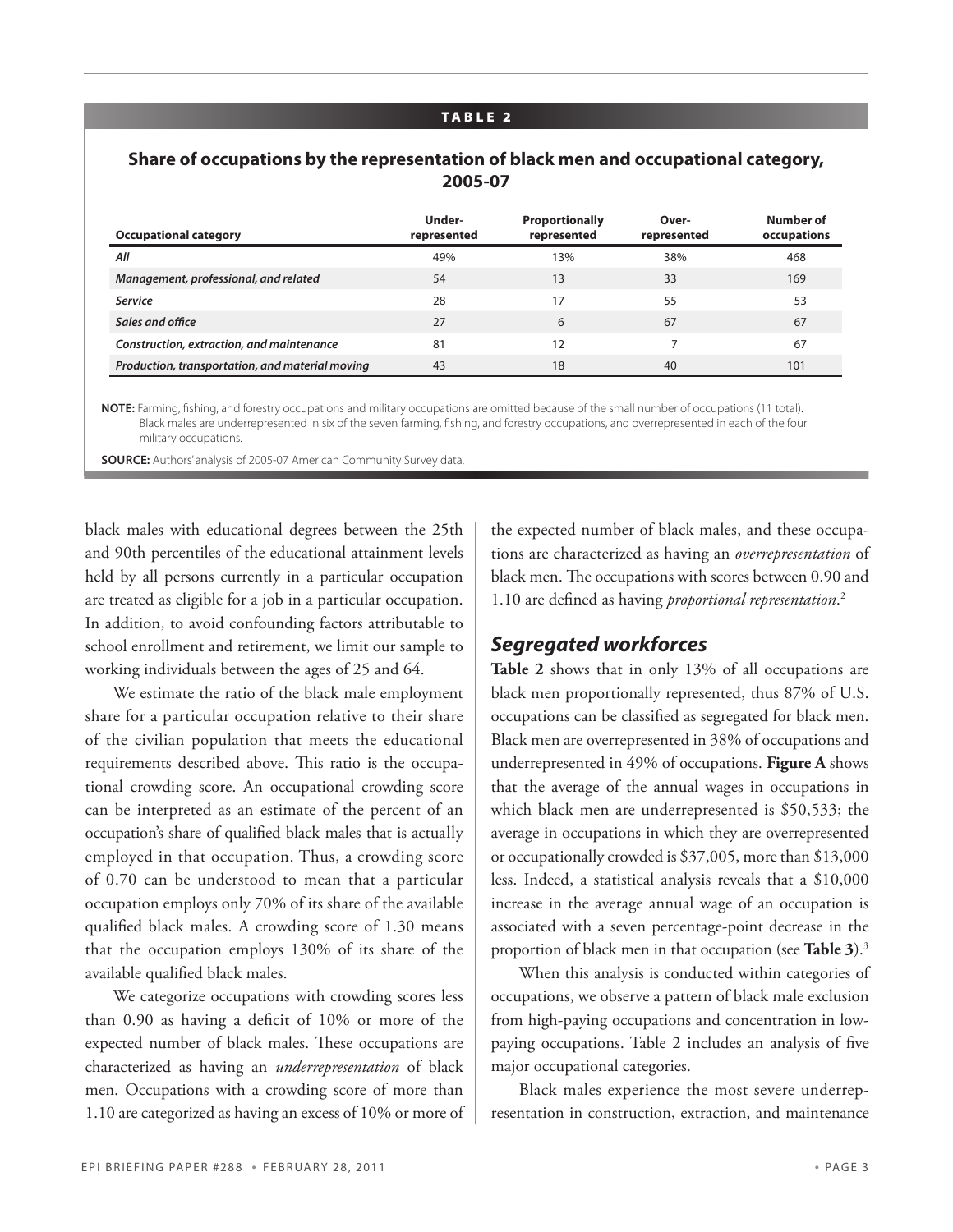**TABLE 2**

**Share of occupations by the representation of black men and occupational category, 2005-07**

| Occupational category | Under-represented | Proportionally represented | Over-represented | Number of occupations |
|---|---|---|---|---|
| *All* | 49% | 13% | 38% | 468 |
| *Management, professional, and related* | 54 | 13 | 33 | 169 |
| *Service* | 28 | 17 | 55 | 53 |
| *Sales and office* | 27 | 6 | 67 | 67 |
| *Construction, extraction, and maintenance* | 81 | 12 | 7 | 67 |
| *Production, transportation, and material moving* | 43 | 18 | 40 | 101 |

**NOTE:** Farming, fishing, and forestry occupations and military occupations are omitted because of the small number of occupations (11 total). Black males are underrepresented in six of the seven farming, fishing, and forestry occupations, and overrepresented in each of the four military occupations.

**SOURCE:** Authors' analysis of 2005-07 American Community Survey data.

black males with educational degrees between the 25th and 90th percentiles of the educational attainment levels held by all persons currently in a particular occupation are treated as eligible for a job in a particular occupation. In addition, to avoid confounding factors attributable to school enrollment and retirement, we limit our sample to working individuals between the ages of 25 and 64.

We estimate the ratio of the black male employment share for a particular occupation relative to their share of the civilian population that meets the educational requirements described above. This ratio is the occupational crowding score. An occupational crowding score can be interpreted as an estimate of the percent of an occupation's share of qualified black males that is actually employed in that occupation. Thus, a crowding score of 0.70 can be understood to mean that a particular occupation employs only 70% of its share of the available qualified black males. A crowding score of 1.30 means that the occupation employs 130% of its share of the available qualified black males.

We categorize occupations with crowding scores less than 0.90 as having a deficit of 10% or more of the expected number of black males. These occupations are characterized as having an *underrepresentation* of black men. Occupations with a crowding score of more than 1.10 are categorized as having an excess of 10% or more of the expected number of black males, and these occupations are characterized as having an *overrepresentation* of black men. The occupations with scores between 0.90 and 1.10 are defined as having *proportional representation*.[2]

## *Segregated workforces*

**Table 2** shows that in only 13% of all occupations are black men proportionally represented, thus 87% of U.S. occupations can be classified as segregated for black men. Black men are overrepresented in 38% of occupations and underrepresented in 49% of occupations. **Figure A** shows that the average of the annual wages in occupations in which black men are underrepresented is $50,533; the average in occupations in which they are overrepresented or occupationally crowded is $37,005, more than $13,000 less. Indeed, a statistical analysis reveals that a $10,000 increase in the average annual wage of an occupation is associated with a seven percentage-point decrease in the proportion of black men in that occupation (see **Table 3**).[3]

When this analysis is conducted within categories of occupations, we observe a pattern of black male exclusion from high-paying occupations and concentration in low-paying occupations. Table 2 includes an analysis of five major occupational categories.

Black males experience the most severe underrepresentation in construction, extraction, and maintenance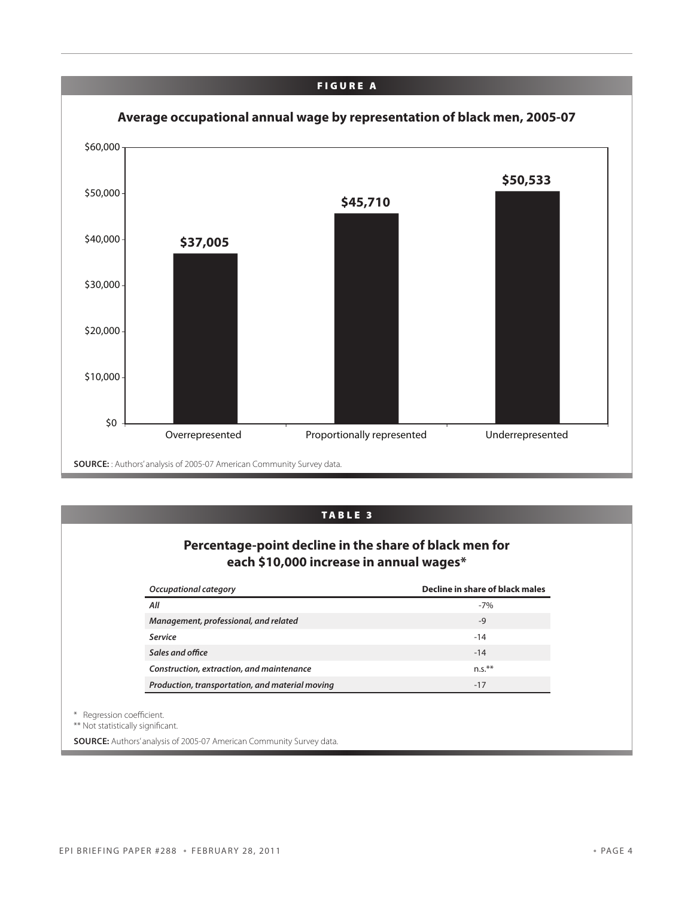**FIGURE A**

**Average occupational annual wage by representation of black men, 2005-07**

| | Overrepresented | Proportionally represented | Underrepresented |
|---|---|---|---|
| Average occupational annual wage | $37,005 | $45,710 | $50,533 |

**SOURCE:** : Authors' analysis of 2005-07 American Community Survey data.

**TABLE 3**

**Percentage-point decline in the share of black men for each $10,000 increase in annual wages***

| *Occupational category* | Decline in share of black males |
|---|---|
| ***All*** | -7% |
| ***Management, professional, and related*** | -9 |
| ***Service*** | -14 |
| ***Sales and office*** | -14 |
| ***Construction, extraction, and maintenance*** | n.s.** |
| ***Production, transportation, and material moving*** | -17 |

\* Regression coefficient.

\*\* Not statistically significant.

**SOURCE:** Authors' analysis of 2005-07 American Community Survey data.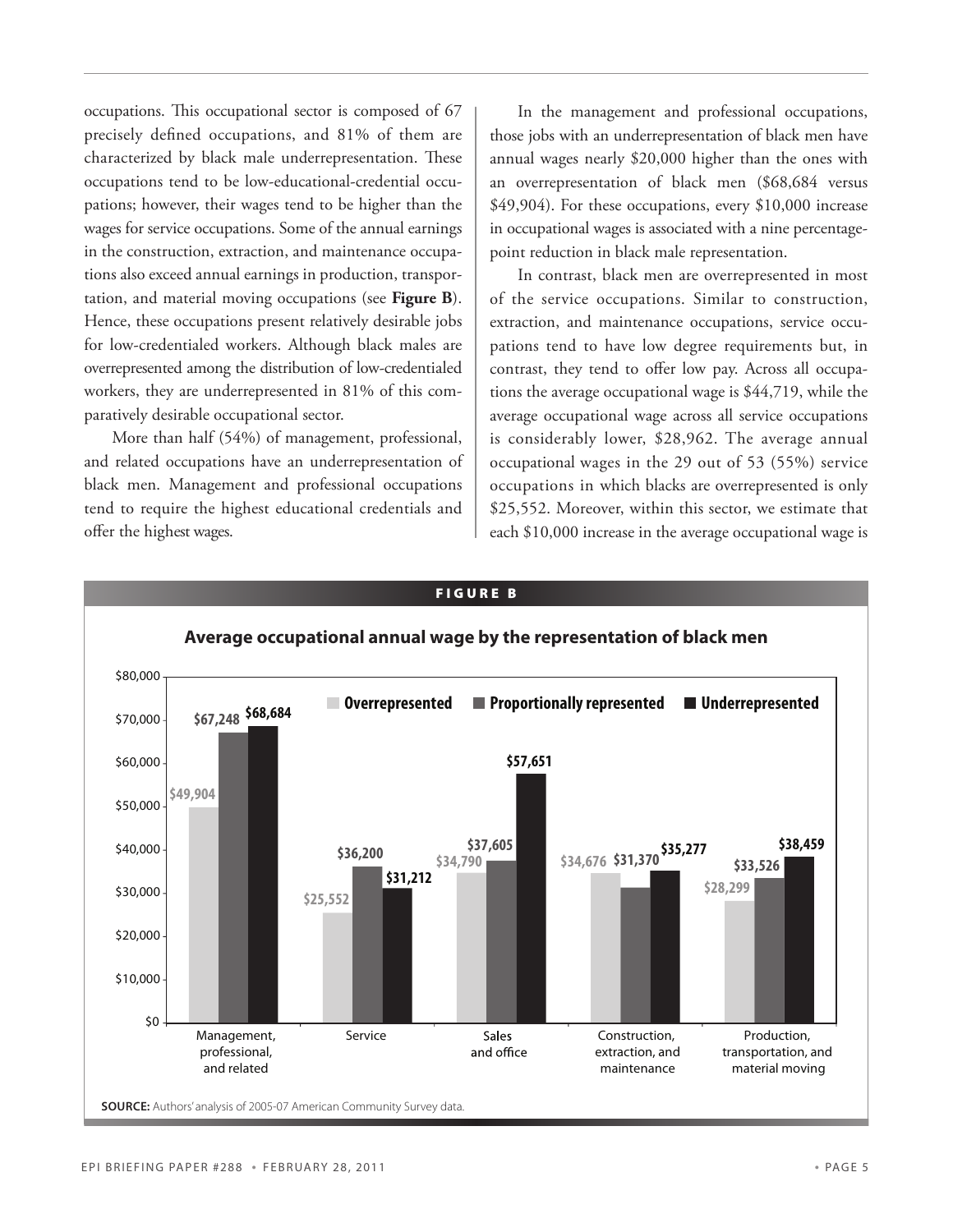occupations. This occupational sector is composed of 67 precisely defined occupations, and 81% of them are characterized by black male underrepresentation. These occupations tend to be low-educational-credential occupations; however, their wages tend to be higher than the wages for service occupations. Some of the annual earnings in the construction, extraction, and maintenance occupations also exceed annual earnings in production, transportation, and material moving occupations (see **Figure B**). Hence, these occupations present relatively desirable jobs for low-credentialed workers. Although black males are overrepresented among the distribution of low-credentialed workers, they are underrepresented in 81% of this comparatively desirable occupational sector.

More than half (54%) of management, professional, and related occupations have an underrepresentation of black men. Management and professional occupations tend to require the highest educational credentials and offer the highest wages.

In the management and professional occupations, those jobs with an underrepresentation of black men have annual wages nearly $20,000 higher than the ones with an overrepresentation of black men ($68,684 versus $49,904). For these occupations, every $10,000 increase in occupational wages is associated with a nine percentage-point reduction in black male representation.

In contrast, black men are overrepresented in most of the service occupations. Similar to construction, extraction, and maintenance occupations, service occupations tend to have low degree requirements but, in contrast, they tend to offer low pay. Across all occupations the average occupational wage is $44,719, while the average occupational wage across all service occupations is considerably lower, $28,962. The average annual occupational wages in the 29 out of 53 (55%) service occupations in which blacks are overrepresented is only $25,552. Moreover, within this sector, we estimate that each $10,000 increase in the average occupational wage is

**FIGURE B**

**Average occupational annual wage by the representation of black men**

Overrepresented | Proportionally represented | Underrepresented

$80,000
$70,000
$60,000
$50,000
$40,000
$30,000
$20,000
$10,000
$0

Management, professional, and related: $49,904 | $67,248 | $68,684

Service: $25,552 | $36,200 | $31,212

Sales and office: $34,790 | $37,605 | $57,651

Construction, extraction, and maintenance: $34,676 | $31,370 | $35,277

Production, transportation, and material moving: $28,299 | $33,526 | $38,459

**SOURCE:** Authors' analysis of 2005-07 American Community Survey data.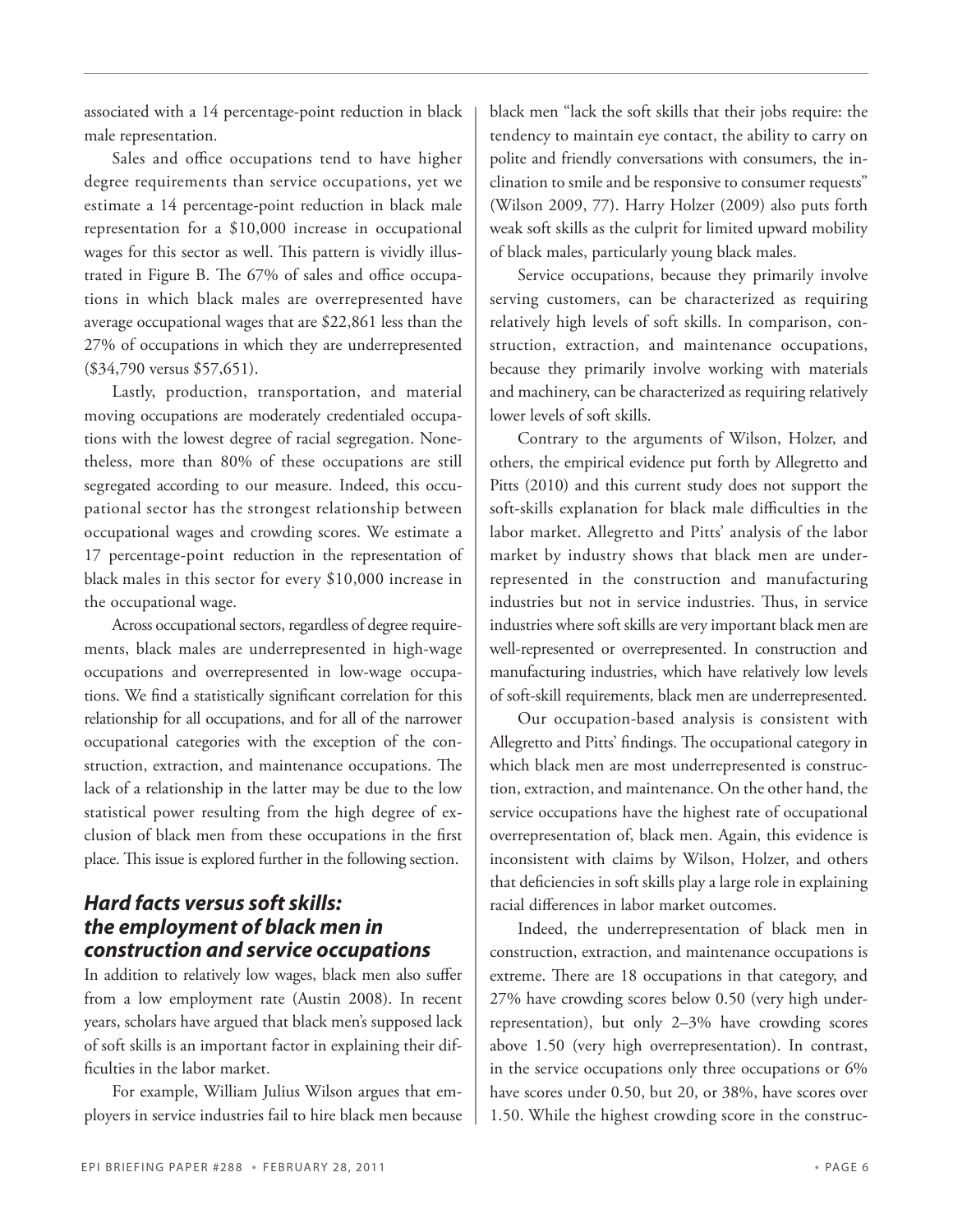associated with a 14 percentage-point reduction in black male representation.

Sales and office occupations tend to have higher degree requirements than service occupations, yet we estimate a 14 percentage-point reduction in black male representation for a $10,000 increase in occupational wages for this sector as well. This pattern is vividly illustrated in Figure B. The 67% of sales and office occupations in which black males are overrepresented have average occupational wages that are $22,861 less than the 27% of occupations in which they are underrepresented ($34,790 versus $57,651).

Lastly, production, transportation, and material moving occupations are moderately credentialed occupations with the lowest degree of racial segregation. Nonetheless, more than 80% of these occupations are still segregated according to our measure. Indeed, this occupational sector has the strongest relationship between occupational wages and crowding scores. We estimate a 17 percentage-point reduction in the representation of black males in this sector for every $10,000 increase in the occupational wage.

Across occupational sectors, regardless of degree requirements, black males are underrepresented in high-wage occupations and overrepresented in low-wage occupations. We find a statistically significant correlation for this relationship for all occupations, and for all of the narrower occupational categories with the exception of the construction, extraction, and maintenance occupations. The lack of a relationship in the latter may be due to the low statistical power resulting from the high degree of exclusion of black men from these occupations in the first place. This issue is explored further in the following section.

## *Hard facts versus soft skills: the employment of black men in construction and service occupations*

In addition to relatively low wages, black men also suffer from a low employment rate (Austin 2008). In recent years, scholars have argued that black men's supposed lack of soft skills is an important factor in explaining their difficulties in the labor market.

For example, William Julius Wilson argues that employers in service industries fail to hire black men because black men "lack the soft skills that their jobs require: the tendency to maintain eye contact, the ability to carry on polite and friendly conversations with consumers, the inclination to smile and be responsive to consumer requests" (Wilson 2009, 77). Harry Holzer (2009) also puts forth weak soft skills as the culprit for limited upward mobility of black males, particularly young black males.

Service occupations, because they primarily involve serving customers, can be characterized as requiring relatively high levels of soft skills. In comparison, construction, extraction, and maintenance occupations, because they primarily involve working with materials and machinery, can be characterized as requiring relatively lower levels of soft skills.

Contrary to the arguments of Wilson, Holzer, and others, the empirical evidence put forth by Allegretto and Pitts (2010) and this current study does not support the soft-skills explanation for black male difficulties in the labor market. Allegretto and Pitts' analysis of the labor market by industry shows that black men are underrepresented in the construction and manufacturing industries but not in service industries. Thus, in service industries where soft skills are very important black men are well-represented or overrepresented. In construction and manufacturing industries, which have relatively low levels of soft-skill requirements, black men are underrepresented.

Our occupation-based analysis is consistent with Allegretto and Pitts' findings. The occupational category in which black men are most underrepresented is construction, extraction, and maintenance. On the other hand, the service occupations have the highest rate of occupational overrepresentation of, black men. Again, this evidence is inconsistent with claims by Wilson, Holzer, and others that deficiencies in soft skills play a large role in explaining racial differences in labor market outcomes.

Indeed, the underrepresentation of black men in construction, extraction, and maintenance occupations is extreme. There are 18 occupations in that category, and 27% have crowding scores below 0.50 (very high underrepresentation), but only 2–3% have crowding scores above 1.50 (very high overrepresentation). In contrast, in the service occupations only three occupations or 6% have scores under 0.50, but 20, or 38%, have scores over 1.50. While the highest crowding score in the construc-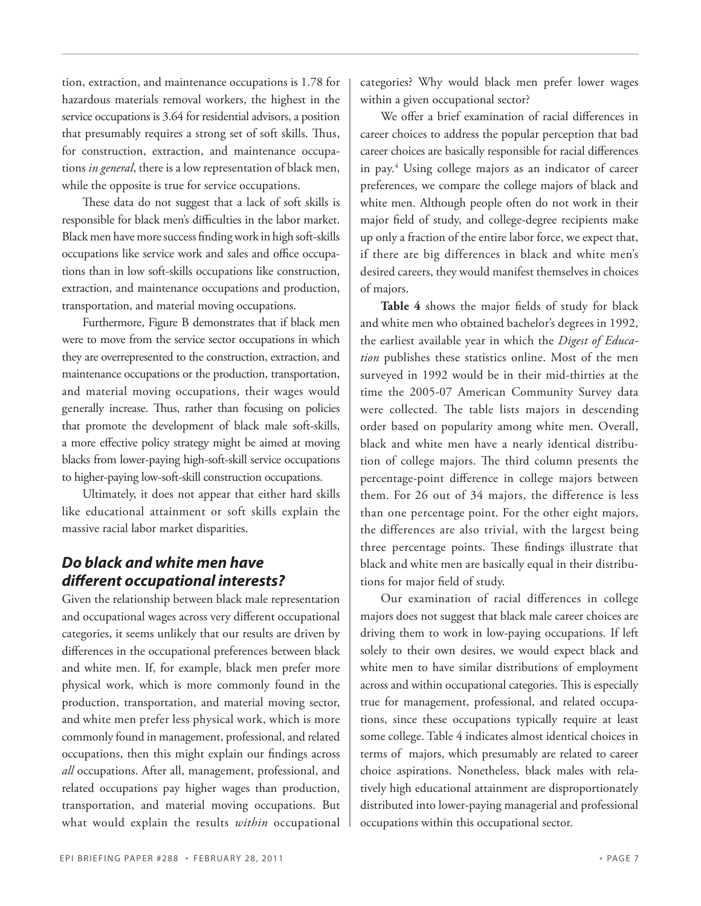tion, extraction, and maintenance occupations is 1.78 for hazardous materials removal workers, the highest in the service occupations is 3.64 for residential advisors, a position that presumably requires a strong set of soft skills. Thus, for construction, extraction, and maintenance occupations *in general*, there is a low representation of black men, while the opposite is true for service occupations.

These data do not suggest that a lack of soft skills is responsible for black men's difficulties in the labor market. Black men have more success finding work in high soft-skills occupations like service work and sales and office occupations than in low soft-skills occupations like construction, extraction, and maintenance occupations and production, transportation, and material moving occupations.

Furthermore, Figure B demonstrates that if black men were to move from the service sector occupations in which they are overrepresented to the construction, extraction, and maintenance occupations or the production, transportation, and material moving occupations, their wages would generally increase. Thus, rather than focusing on policies that promote the development of black male soft-skills, a more effective policy strategy might be aimed at moving blacks from lower-paying high-soft-skill service occupations to higher-paying low-soft-skill construction occupations.

Ultimately, it does not appear that either hard skills like educational attainment or soft skills explain the massive racial labor market disparities.

## *Do black and white men have different occupational interests?*

Given the relationship between black male representation and occupational wages across very different occupational categories, it seems unlikely that our results are driven by differences in the occupational preferences between black and white men. If, for example, black men prefer more physical work, which is more commonly found in the production, transportation, and material moving sector, and white men prefer less physical work, which is more commonly found in management, professional, and related occupations, then this might explain our findings across *all* occupations. After all, management, professional, and related occupations pay higher wages than production, transportation, and material moving occupations. But what would explain the results *within* occupational categories? Why would black men prefer lower wages within a given occupational sector?

We offer a brief examination of racial differences in career choices to address the popular perception that bad career choices are basically responsible for racial differences in pay.[4] Using college majors as an indicator of career preferences, we compare the college majors of black and white men. Although people often do not work in their major field of study, and college-degree recipients make up only a fraction of the entire labor force, we expect that, if there are big differences in black and white men's desired careers, they would manifest themselves in choices of majors.

**Table 4** shows the major fields of study for black and white men who obtained bachelor's degrees in 1992, the earliest available year in which the *Digest of Education* publishes these statistics online. Most of the men surveyed in 1992 would be in their mid-thirties at the time the 2005-07 American Community Survey data were collected. The table lists majors in descending order based on popularity among white men. Overall, black and white men have a nearly identical distribution of college majors. The third column presents the percentage-point difference in college majors between them. For 26 out of 34 majors, the difference is less than one percentage point. For the other eight majors, the differences are also trivial, with the largest being three percentage points. These findings illustrate that black and white men are basically equal in their distributions for major field of study.

Our examination of racial differences in college majors does not suggest that black male career choices are driving them to work in low-paying occupations. If left solely to their own desires, we would expect black and white men to have similar distributions of employment across and within occupational categories. This is especially true for management, professional, and related occupations, since these occupations typically require at least some college. Table 4 indicates almost identical choices in terms of majors, which presumably are related to career choice aspirations. Nonetheless, black males with relatively high educational attainment are disproportionately distributed into lower-paying managerial and professional occupations within this occupational sector.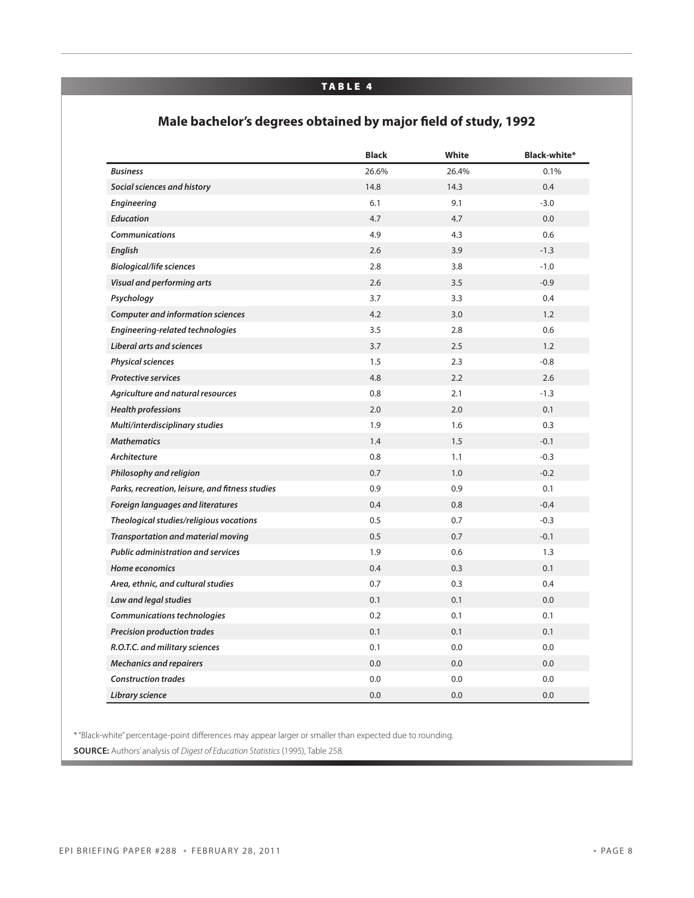**TABLE 4**

## Male bachelor's degrees obtained by major field of study, 1992

| | Black | White | Black-white* |
|---|---|---|---|
| *Business* | 26.6% | 26.4% | 0.1% |
| *Social sciences and history* | 14.8 | 14.3 | 0.4 |
| *Engineering* | 6.1 | 9.1 | -3.0 |
| *Education* | 4.7 | 4.7 | 0.0 |
| *Communications* | 4.9 | 4.3 | 0.6 |
| *English* | 2.6 | 3.9 | -1.3 |
| *Biological/life sciences* | 2.8 | 3.8 | -1.0 |
| *Visual and performing arts* | 2.6 | 3.5 | -0.9 |
| *Psychology* | 3.7 | 3.3 | 0.4 |
| *Computer and information sciences* | 4.2 | 3.0 | 1.2 |
| *Engineering-related technologies* | 3.5 | 2.8 | 0.6 |
| *Liberal arts and sciences* | 3.7 | 2.5 | 1.2 |
| *Physical sciences* | 1.5 | 2.3 | -0.8 |
| *Protective services* | 4.8 | 2.2 | 2.6 |
| *Agriculture and natural resources* | 0.8 | 2.1 | -1.3 |
| *Health professions* | 2.0 | 2.0 | 0.1 |
| *Multi/interdisciplinary studies* | 1.9 | 1.6 | 0.3 |
| *Mathematics* | 1.4 | 1.5 | -0.1 |
| *Architecture* | 0.8 | 1.1 | -0.3 |
| *Philosophy and religion* | 0.7 | 1.0 | -0.2 |
| *Parks, recreation, leisure, and fitness studies* | 0.9 | 0.9 | 0.1 |
| *Foreign languages and literatures* | 0.4 | 0.8 | -0.4 |
| *Theological studies/religious vocations* | 0.5 | 0.7 | -0.3 |
| *Transportation and material moving* | 0.5 | 0.7 | -0.1 |
| *Public administration and services* | 1.9 | 0.6 | 1.3 |
| *Home economics* | 0.4 | 0.3 | 0.1 |
| *Area, ethnic, and cultural studies* | 0.7 | 0.3 | 0.4 |
| *Law and legal studies* | 0.1 | 0.1 | 0.0 |
| *Communications technologies* | 0.2 | 0.1 | 0.1 |
| *Precision production trades* | 0.1 | 0.1 | 0.1 |
| *R.O.T.C. and military sciences* | 0.1 | 0.0 | 0.0 |
| *Mechanics and repairers* | 0.0 | 0.0 | 0.0 |
| *Construction trades* | 0.0 | 0.0 | 0.0 |
| *Library science* | 0.0 | 0.0 | 0.0 |

* "Black-white" percentage-point differences may appear larger or smaller than expected due to rounding.

**SOURCE:** Authors' analysis of *Digest of Education Statistics* (1995), Table 258.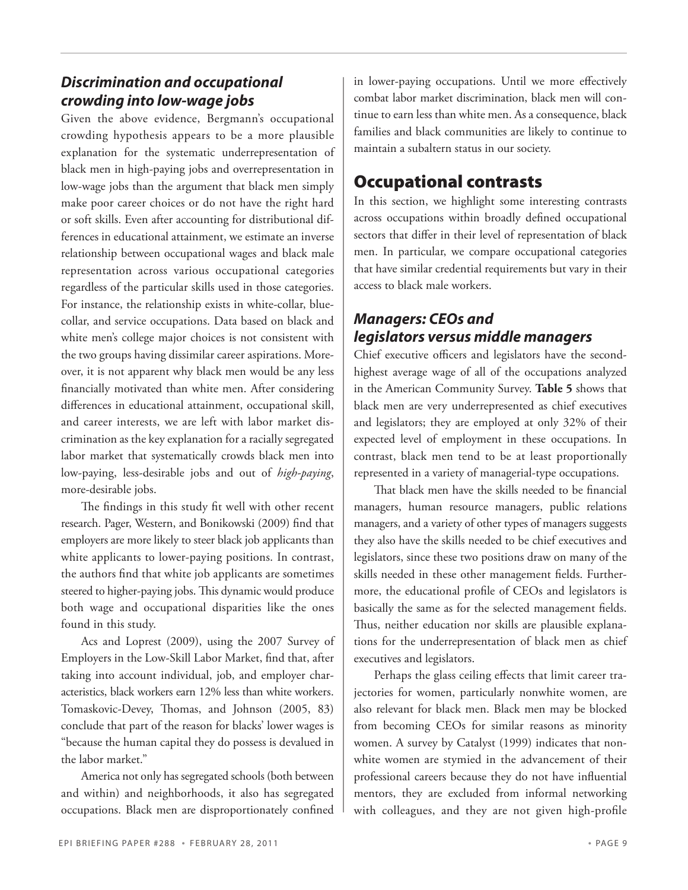### *Discrimination and occupational crowding into low-wage jobs*

Given the above evidence, Bergmann's occupational crowding hypothesis appears to be a more plausible explanation for the systematic underrepresentation of black men in high-paying jobs and overrepresentation in low-wage jobs than the argument that black men simply make poor career choices or do not have the right hard or soft skills. Even after accounting for distributional differences in educational attainment, we estimate an inverse relationship between occupational wages and black male representation across various occupational categories regardless of the particular skills used in those categories. For instance, the relationship exists in white-collar, blue-collar, and service occupations. Data based on black and white men's college major choices is not consistent with the two groups having dissimilar career aspirations. Moreover, it is not apparent why black men would be any less financially motivated than white men. After considering differences in educational attainment, occupational skill, and career interests, we are left with labor market discrimination as the key explanation for a racially segregated labor market that systematically crowds black men into low-paying, less-desirable jobs and out of *high-paying*, more-desirable jobs.

The findings in this study fit well with other recent research. Pager, Western, and Bonikowski (2009) find that employers are more likely to steer black job applicants than white applicants to lower-paying positions. In contrast, the authors find that white job applicants are sometimes steered to higher-paying jobs. This dynamic would produce both wage and occupational disparities like the ones found in this study.

Acs and Loprest (2009), using the 2007 Survey of Employers in the Low-Skill Labor Market, find that, after taking into account individual, job, and employer characteristics, black workers earn 12% less than white workers. Tomaskovic-Devey, Thomas, and Johnson (2005, 83) conclude that part of the reason for blacks' lower wages is "because the human capital they do possess is devalued in the labor market."

America not only has segregated schools (both between and within) and neighborhoods, it also has segregated occupations. Black men are disproportionately confined in lower-paying occupations. Until we more effectively combat labor market discrimination, black men will continue to earn less than white men. As a consequence, black families and black communities are likely to continue to maintain a subaltern status in our society.

## Occupational contrasts

In this section, we highlight some interesting contrasts across occupations within broadly defined occupational sectors that differ in their level of representation of black men. In particular, we compare occupational categories that have similar credential requirements but vary in their access to black male workers.

### *Managers: CEOs and legislators versus middle managers*

Chief executive officers and legislators have the second-highest average wage of all of the occupations analyzed in the American Community Survey. **Table 5** shows that black men are very underrepresented as chief executives and legislators; they are employed at only 32% of their expected level of employment in these occupations. In contrast, black men tend to be at least proportionally represented in a variety of managerial-type occupations.

That black men have the skills needed to be financial managers, human resource managers, public relations managers, and a variety of other types of managers suggests they also have the skills needed to be chief executives and legislators, since these two positions draw on many of the skills needed in these other management fields. Furthermore, the educational profile of CEOs and legislators is basically the same as for the selected management fields. Thus, neither education nor skills are plausible explanations for the underrepresentation of black men as chief executives and legislators.

Perhaps the glass ceiling effects that limit career trajectories for women, particularly nonwhite women, are also relevant for black men. Black men may be blocked from becoming CEOs for similar reasons as minority women. A survey by Catalyst (1999) indicates that nonwhite women are stymied in the advancement of their professional careers because they do not have influential mentors, they are excluded from informal networking with colleagues, and they are not given high-profile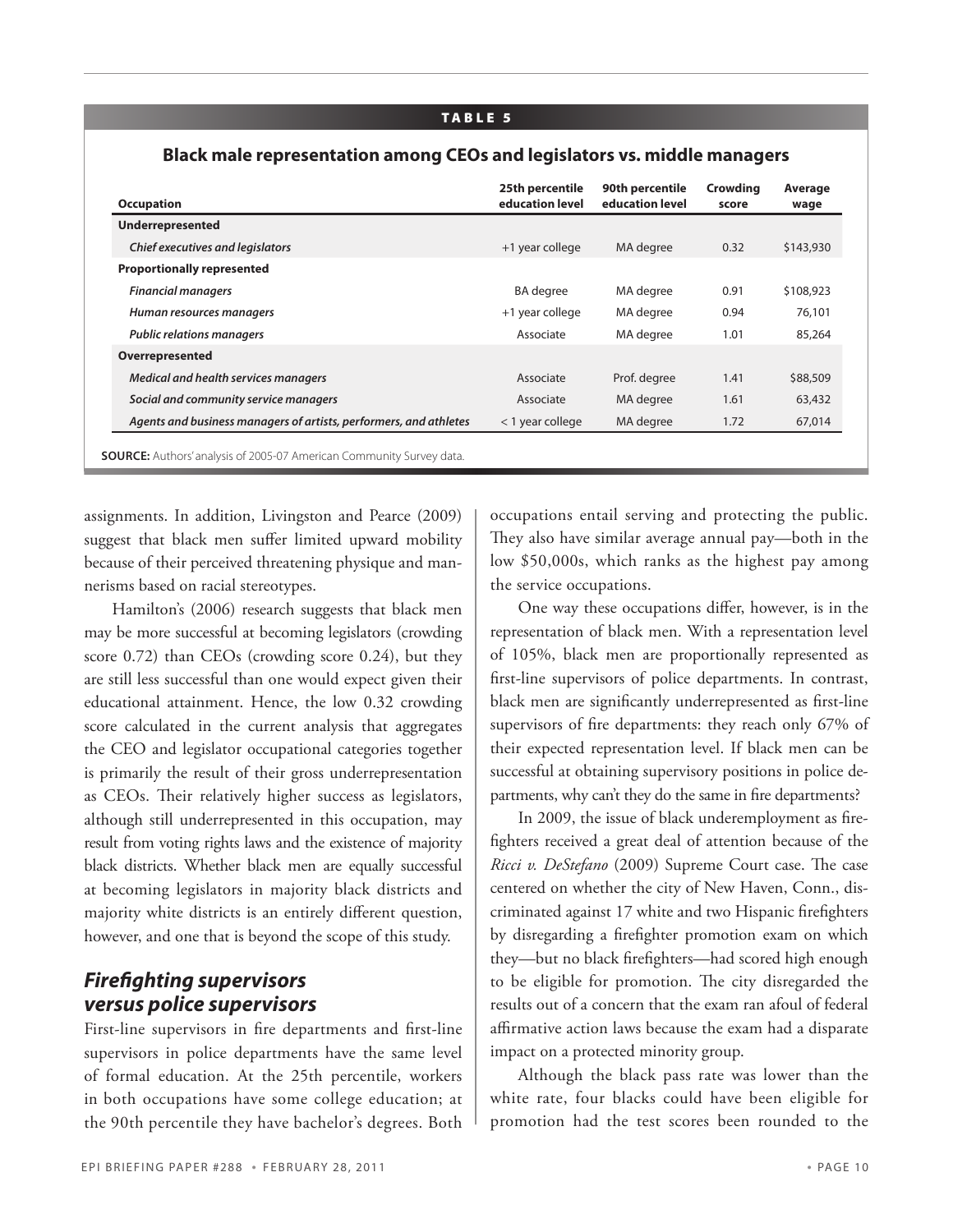**TABLE 5**

**Black male representation among CEOs and legislators vs. middle managers**

| Occupation | 25th percentile education level | 90th percentile education level | Crowding score | Average wage |
|---|---|---|---|---|
| **Underrepresented** | | | | |
| *Chief executives and legislators* | +1 year college | MA degree | 0.32 | $143,930 |
| **Proportionally represented** | | | | |
| *Financial managers* | BA degree | MA degree | 0.91 | $108,923 |
| *Human resources managers* | +1 year college | MA degree | 0.94 | 76,101 |
| *Public relations managers* | Associate | MA degree | 1.01 | 85,264 |
| **Overrepresented** | | | | |
| *Medical and health services managers* | Associate | Prof. degree | 1.41 | $88,509 |
| *Social and community service managers* | Associate | MA degree | 1.61 | 63,432 |
| *Agents and business managers of artists, performers, and athletes* | < 1 year college | MA degree | 1.72 | 67,014 |

**SOURCE:** Authors' analysis of 2005-07 American Community Survey data.

assignments. In addition, Livingston and Pearce (2009) suggest that black men suffer limited upward mobility because of their perceived threatening physique and mannerisms based on racial stereotypes.

Hamilton's (2006) research suggests that black men may be more successful at becoming legislators (crowding score 0.72) than CEOs (crowding score 0.24), but they are still less successful than one would expect given their educational attainment. Hence, the low 0.32 crowding score calculated in the current analysis that aggregates the CEO and legislator occupational categories together is primarily the result of their gross underrepresentation as CEOs. Their relatively higher success as legislators, although still underrepresented in this occupation, may result from voting rights laws and the existence of majority black districts. Whether black men are equally successful at becoming legislators in majority black districts and majority white districts is an entirely different question, however, and one that is beyond the scope of this study.

## *Firefighting supervisors versus police supervisors*

First-line supervisors in fire departments and first-line supervisors in police departments have the same level of formal education. At the 25th percentile, workers in both occupations have some college education; at the 90th percentile they have bachelor's degrees. Both occupations entail serving and protecting the public. They also have similar average annual pay—both in the low $50,000s, which ranks as the highest pay among the service occupations.

One way these occupations differ, however, is in the representation of black men. With a representation level of 105%, black men are proportionally represented as first-line supervisors of police departments. In contrast, black men are significantly underrepresented as first-line supervisors of fire departments: they reach only 67% of their expected representation level. If black men can be successful at obtaining supervisory positions in police departments, why can't they do the same in fire departments?

In 2009, the issue of black underemployment as firefighters received a great deal of attention because of the *Ricci v. DeStefano* (2009) Supreme Court case. The case centered on whether the city of New Haven, Conn., discriminated against 17 white and two Hispanic firefighters by disregarding a firefighter promotion exam on which they—but no black firefighters—had scored high enough to be eligible for promotion. The city disregarded the results out of a concern that the exam ran afoul of federal affirmative action laws because the exam had a disparate impact on a protected minority group.

Although the black pass rate was lower than the white rate, four blacks could have been eligible for promotion had the test scores been rounded to the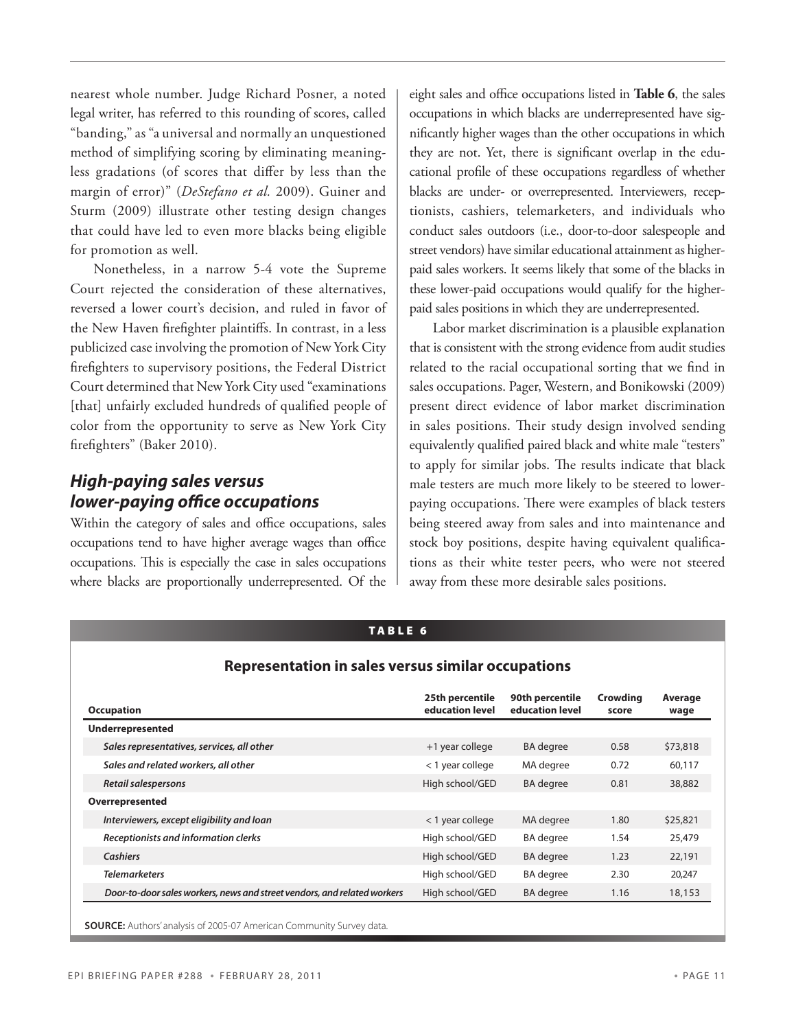nearest whole number. Judge Richard Posner, a noted legal writer, has referred to this rounding of scores, called "banding," as "a universal and normally an unquestioned method of simplifying scoring by eliminating meaningless gradations (of scores that differ by less than the margin of error)" (*DeStefano et al.* 2009). Guiner and Sturm (2009) illustrate other testing design changes that could have led to even more blacks being eligible for promotion as well.

Nonetheless, in a narrow 5-4 vote the Supreme Court rejected the consideration of these alternatives, reversed a lower court's decision, and ruled in favor of the New Haven firefighter plaintiffs. In contrast, in a less publicized case involving the promotion of New York City firefighters to supervisory positions, the Federal District Court determined that New York City used "examinations [that] unfairly excluded hundreds of qualified people of color from the opportunity to serve as New York City firefighters" (Baker 2010).

## High-paying sales versus lower-paying office occupations

Within the category of sales and office occupations, sales occupations tend to have higher average wages than office occupations. This is especially the case in sales occupations where blacks are proportionally underrepresented. Of the eight sales and office occupations listed in **Table 6**, the sales occupations in which blacks are underrepresented have significantly higher wages than the other occupations in which they are not. Yet, there is significant overlap in the educational profile of these occupations regardless of whether blacks are under- or overrepresented. Interviewers, receptionists, cashiers, telemarketers, and individuals who conduct sales outdoors (i.e., door-to-door salespeople and street vendors) have similar educational attainment as higher-paid sales workers. It seems likely that some of the blacks in these lower-paid occupations would qualify for the higher-paid sales positions in which they are underrepresented.

Labor market discrimination is a plausible explanation that is consistent with the strong evidence from audit studies related to the racial occupational sorting that we find in sales occupations. Pager, Western, and Bonikowski (2009) present direct evidence of labor market discrimination in sales positions. Their study design involved sending equivalently qualified paired black and white male "testers" to apply for similar jobs. The results indicate that black male testers are much more likely to be steered to lower-paying occupations. There were examples of black testers being steered away from sales and into maintenance and stock boy positions, despite having equivalent qualifications as their white tester peers, who were not steered away from these more desirable sales positions.

**TABLE 6**

**Representation in sales versus similar occupations**

| Occupation | 25th percentile education level | 90th percentile education level | Crowding score | Average wage |
|---|---|---|---|---|
| **Underrepresented** | | | | |
| *Sales representatives, services, all other* | +1 year college | BA degree | 0.58 | $73,818 |
| *Sales and related workers, all other* | < 1 year college | MA degree | 0.72 | 60,117 |
| *Retail salespersons* | High school/GED | BA degree | 0.81 | 38,882 |
| **Overrepresented** | | | | |
| *Interviewers, except eligibility and loan* | < 1 year college | MA degree | 1.80 | $25,821 |
| *Receptionists and information clerks* | High school/GED | BA degree | 1.54 | 25,479 |
| *Cashiers* | High school/GED | BA degree | 1.23 | 22,191 |
| *Telemarketers* | High school/GED | BA degree | 2.30 | 20,247 |
| *Door-to-door sales workers, news and street vendors, and related workers* | High school/GED | BA degree | 1.16 | 18,153 |

**SOURCE:** Authors' analysis of 2005-07 American Community Survey data.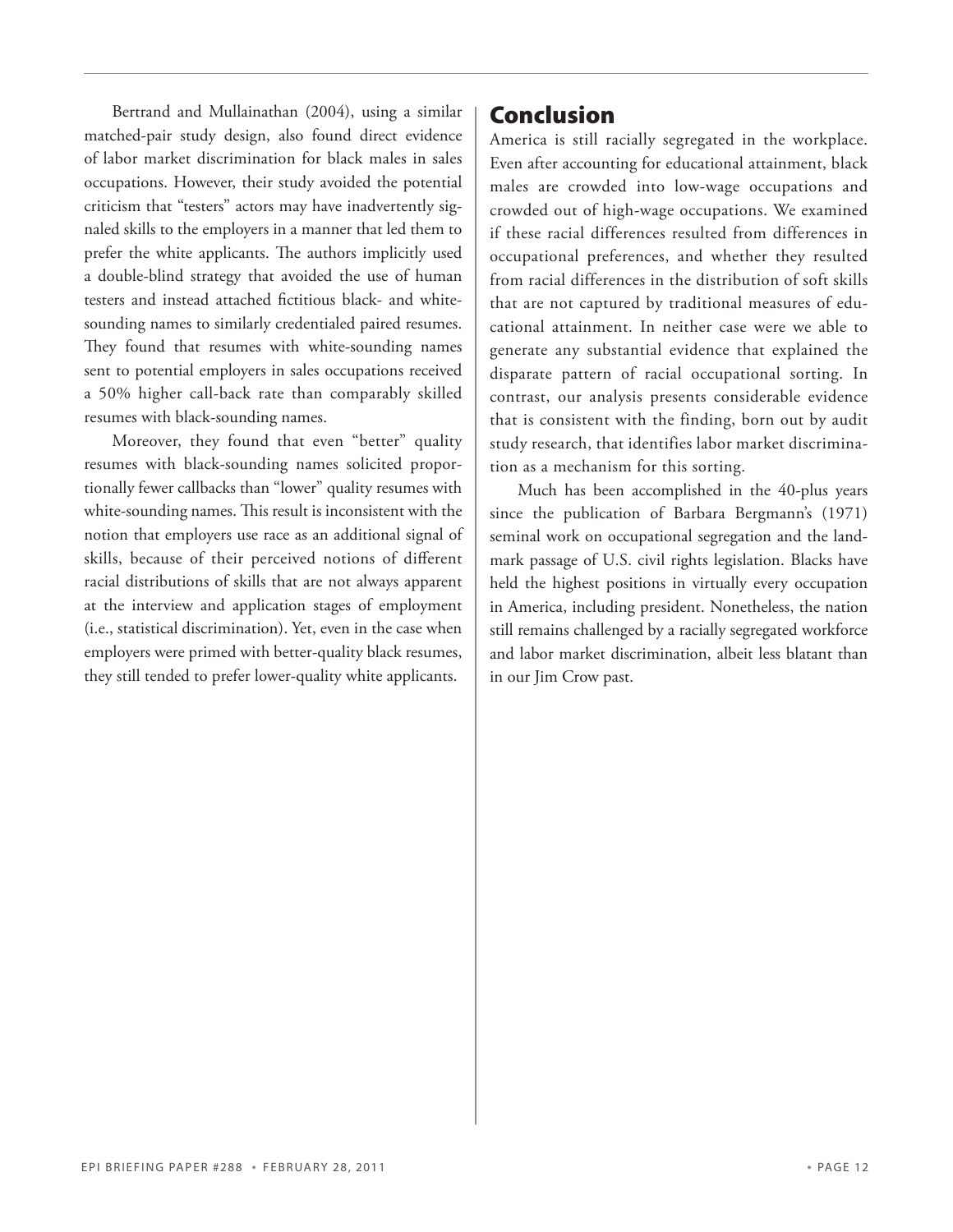Bertrand and Mullainathan (2004), using a similar matched-pair study design, also found direct evidence of labor market discrimination for black males in sales occupations. However, their study avoided the potential criticism that "testers" actors may have inadvertently signaled skills to the employers in a manner that led them to prefer the white applicants. The authors implicitly used a double-blind strategy that avoided the use of human testers and instead attached fictitious black- and white-sounding names to similarly credentialed paired resumes. They found that resumes with white-sounding names sent to potential employers in sales occupations received a 50% higher call-back rate than comparably skilled resumes with black-sounding names.

Moreover, they found that even "better" quality resumes with black-sounding names solicited proportionally fewer callbacks than "lower" quality resumes with white-sounding names. This result is inconsistent with the notion that employers use race as an additional signal of skills, because of their perceived notions of different racial distributions of skills that are not always apparent at the interview and application stages of employment (i.e., statistical discrimination). Yet, even in the case when employers were primed with better-quality black resumes, they still tended to prefer lower-quality white applicants.

## Conclusion

America is still racially segregated in the workplace. Even after accounting for educational attainment, black males are crowded into low-wage occupations and crowded out of high-wage occupations. We examined if these racial differences resulted from differences in occupational preferences, and whether they resulted from racial differences in the distribution of soft skills that are not captured by traditional measures of educational attainment. In neither case were we able to generate any substantial evidence that explained the disparate pattern of racial occupational sorting. In contrast, our analysis presents considerable evidence that is consistent with the finding, born out by audit study research, that identifies labor market discrimination as a mechanism for this sorting.

Much has been accomplished in the 40-plus years since the publication of Barbara Bergmann's (1971) seminal work on occupational segregation and the landmark passage of U.S. civil rights legislation. Blacks have held the highest positions in virtually every occupation in America, including president. Nonetheless, the nation still remains challenged by a racially segregated workforce and labor market discrimination, albeit less blatant than in our Jim Crow past.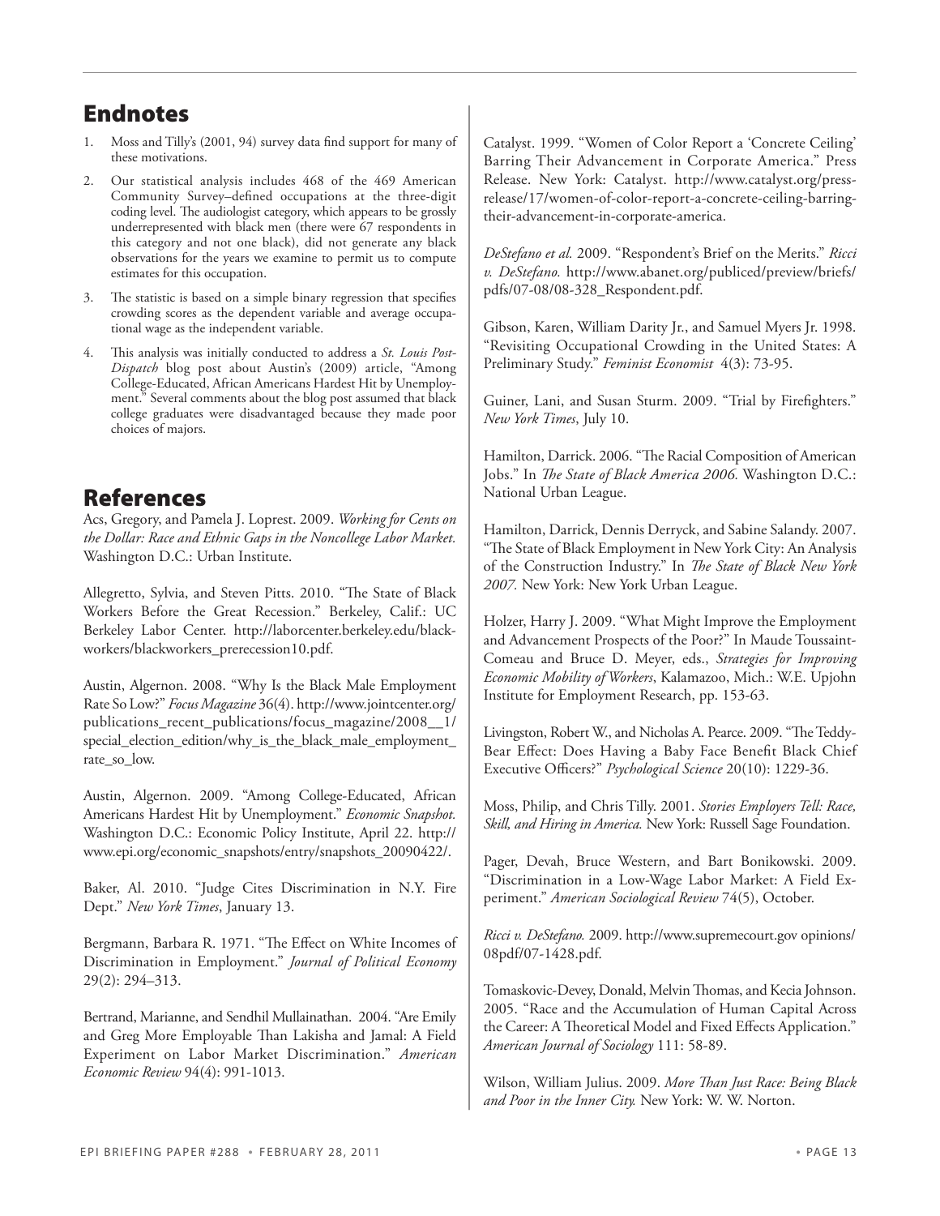## Endnotes

1. Moss and Tilly's (2001, 94) survey data find support for many of these motivations.
2. Our statistical analysis includes 468 of the 469 American Community Survey–defined occupations at the three-digit coding level. The audiologist category, which appears to be grossly underrepresented with black men (there were 67 respondents in this category and not one black), did not generate any black observations for the years we examine to permit us to compute estimates for this occupation.
3. The statistic is based on a simple binary regression that specifies crowding scores as the dependent variable and average occupational wage as the independent variable.
4. This analysis was initially conducted to address a *St. Louis Post-Dispatch* blog post about Austin's (2009) article, "Among College-Educated, African Americans Hardest Hit by Unemployment." Several comments about the blog post assumed that black college graduates were disadvantaged because they made poor choices of majors.

## References

Acs, Gregory, and Pamela J. Loprest. 2009. *Working for Cents on the Dollar: Race and Ethnic Gaps in the Noncollege Labor Market.* Washington D.C.: Urban Institute.

Allegretto, Sylvia, and Steven Pitts. 2010. "The State of Black Workers Before the Great Recession." Berkeley, Calif.: UC Berkeley Labor Center. http://laborcenter.berkeley.edu/blackworkers/blackworkers_prerecession10.pdf.

Austin, Algernon. 2008. "Why Is the Black Male Employment Rate So Low?" *Focus Magazine* 36(4). http://www.jointcenter.org/publications_recent_publications/focus_magazine/2008__1/special_election_edition/why_is_the_black_male_employment_rate_so_low.

Austin, Algernon. 2009. "Among College-Educated, African Americans Hardest Hit by Unemployment." *Economic Snapshot.* Washington D.C.: Economic Policy Institute, April 22. http://www.epi.org/economic_snapshots/entry/snapshots_20090422/.

Baker, Al. 2010. "Judge Cites Discrimination in N.Y. Fire Dept." *New York Times*, January 13.

Bergmann, Barbara R. 1971. "The Effect on White Incomes of Discrimination in Employment." *Journal of Political Economy* 29(2): 294–313.

Bertrand, Marianne, and Sendhil Mullainathan. 2004. "Are Emily and Greg More Employable Than Lakisha and Jamal: A Field Experiment on Labor Market Discrimination." *American Economic Review* 94(4): 991-1013.

Catalyst. 1999. "Women of Color Report a 'Concrete Ceiling' Barring Their Advancement in Corporate America." Press Release. New York: Catalyst. http://www.catalyst.org/press-release/17/women-of-color-report-a-concrete-ceiling-barring-their-advancement-in-corporate-america.

*DeStefano et al.* 2009. "Respondent's Brief on the Merits." *Ricci v. DeStefano.* http://www.abanet.org/publiced/preview/briefs/pdfs/07-08/08-328_Respondent.pdf.

Gibson, Karen, William Darity Jr., and Samuel Myers Jr. 1998. "Revisiting Occupational Crowding in the United States: A Preliminary Study." *Feminist Economist* 4(3): 73-95.

Guiner, Lani, and Susan Sturm. 2009. "Trial by Firefighters." *New York Times*, July 10.

Hamilton, Darrick. 2006. "The Racial Composition of American Jobs." In *The State of Black America 2006.* Washington D.C.: National Urban League.

Hamilton, Darrick, Dennis Derryck, and Sabine Salandy. 2007. "The State of Black Employment in New York City: An Analysis of the Construction Industry." In *The State of Black New York 2007.* New York: New York Urban League.

Holzer, Harry J. 2009. "What Might Improve the Employment and Advancement Prospects of the Poor?" In Maude Toussaint-Comeau and Bruce D. Meyer, eds., *Strategies for Improving Economic Mobility of Workers*, Kalamazoo, Mich.: W.E. Upjohn Institute for Employment Research, pp. 153-63.

Livingston, Robert W., and Nicholas A. Pearce. 2009. "The Teddy-Bear Effect: Does Having a Baby Face Benefit Black Chief Executive Officers?" *Psychological Science* 20(10): 1229-36.

Moss, Philip, and Chris Tilly. 2001. *Stories Employers Tell: Race, Skill, and Hiring in America.* New York: Russell Sage Foundation.

Pager, Devah, Bruce Western, and Bart Bonikowski. 2009. "Discrimination in a Low-Wage Labor Market: A Field Experiment." *American Sociological Review* 74(5), October.

*Ricci v. DeStefano.* 2009. http://www.supremecourt.gov opinions/08pdf/07-1428.pdf.

Tomaskovic-Devey, Donald, Melvin Thomas, and Kecia Johnson. 2005. "Race and the Accumulation of Human Capital Across the Career: A Theoretical Model and Fixed Effects Application." *American Journal of Sociology* 111: 58-89.

Wilson, William Julius. 2009. *More Than Just Race: Being Black and Poor in the Inner City.* New York: W. W. Norton.